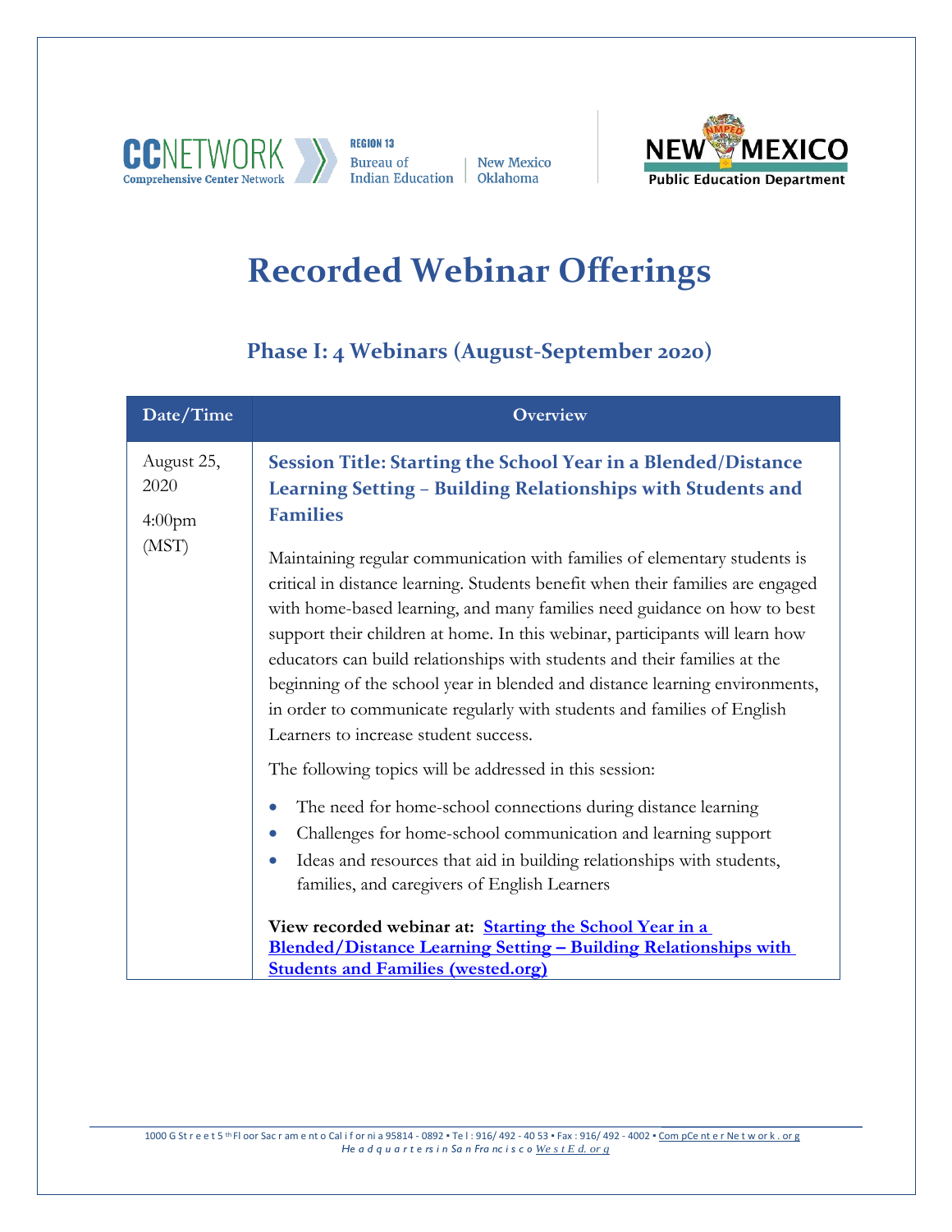# Recorded Webinar Offerings

## Phase I: 4 Webinars (August-September 2020)

| Date/Time | Overview |
|---|---|
| August 25, 2020<br><br>4:00pm<br>(MST) | **Session Title: Starting the School Year in a Blended/Distance Learning Setting – Building Relationships with Students and Families**<br><br>Maintaining regular communication with families of elementary students is critical in distance learning. Students benefit when their families are engaged with home-based learning, and many families need guidance on how to best support their children at home. In this webinar, participants will learn how educators can build relationships with students and their families at the beginning of the school year in blended and distance learning environments, in order to communicate regularly with students and families of English Learners to increase student success.<br><br>The following topics will be addressed in this session:<br><br>• The need for home-school connections during distance learning<br>• Challenges for home-school communication and learning support<br>• Ideas and resources that aid in building relationships with students, families, and caregivers of English Learners<br><br>**View recorded webinar at:** **Starting the School Year in a Blended/Distance Learning Setting – Building Relationships with Students and Families (wested.org)** |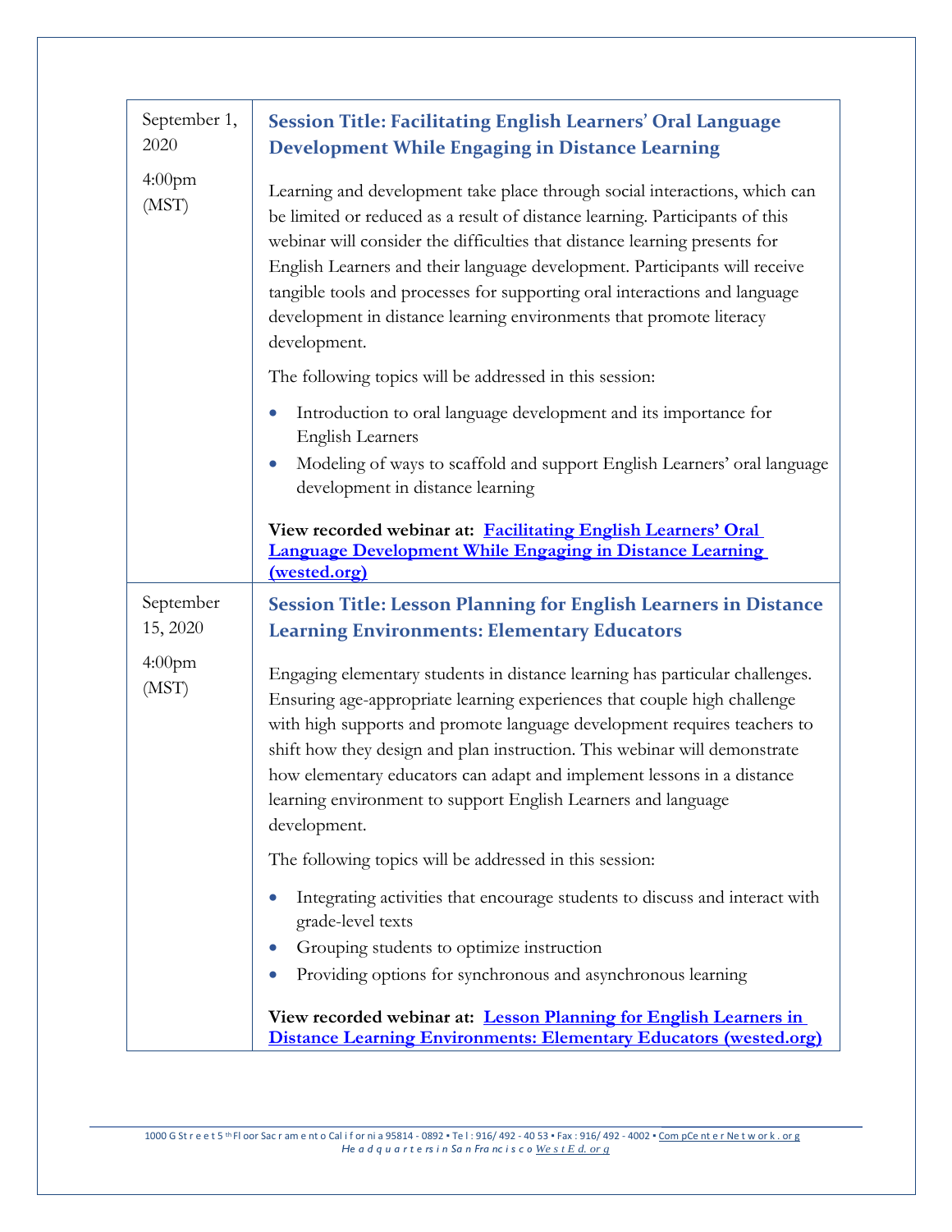| Date | Session |
| --- | --- |
| September 1, 2020<br><br>4:00pm (MST) | **Session Title: Facilitating English Learners' Oral Language Development While Engaging in Distance Learning**<br><br>Learning and development take place through social interactions, which can be limited or reduced as a result of distance learning. Participants of this webinar will consider the difficulties that distance learning presents for English Learners and their language development. Participants will receive tangible tools and processes for supporting oral interactions and language development in distance learning environments that promote literacy development.<br><br>The following topics will be addressed in this session:<br>• Introduction to oral language development and its importance for English Learners<br>• Modeling of ways to scaffold and support English Learners' oral language development in distance learning<br><br>**View recorded webinar at:** **Facilitating English Learners' Oral Language Development While Engaging in Distance Learning (wested.org)** |
| September 15, 2020<br><br>4:00pm (MST) | **Session Title: Lesson Planning for English Learners in Distance Learning Environments: Elementary Educators**<br><br>Engaging elementary students in distance learning has particular challenges. Ensuring age-appropriate learning experiences that couple high challenge with high supports and promote language development requires teachers to shift how they design and plan instruction. This webinar will demonstrate how elementary educators can adapt and implement lessons in a distance learning environment to support English Learners and language development.<br><br>The following topics will be addressed in this session:<br>• Integrating activities that encourage students to discuss and interact with grade-level texts<br>• Grouping students to optimize instruction<br>• Providing options for synchronous and asynchronous learning<br><br>**View recorded webinar at:** **Lesson Planning for English Learners in Distance Learning Environments: Elementary Educators (wested.org)** |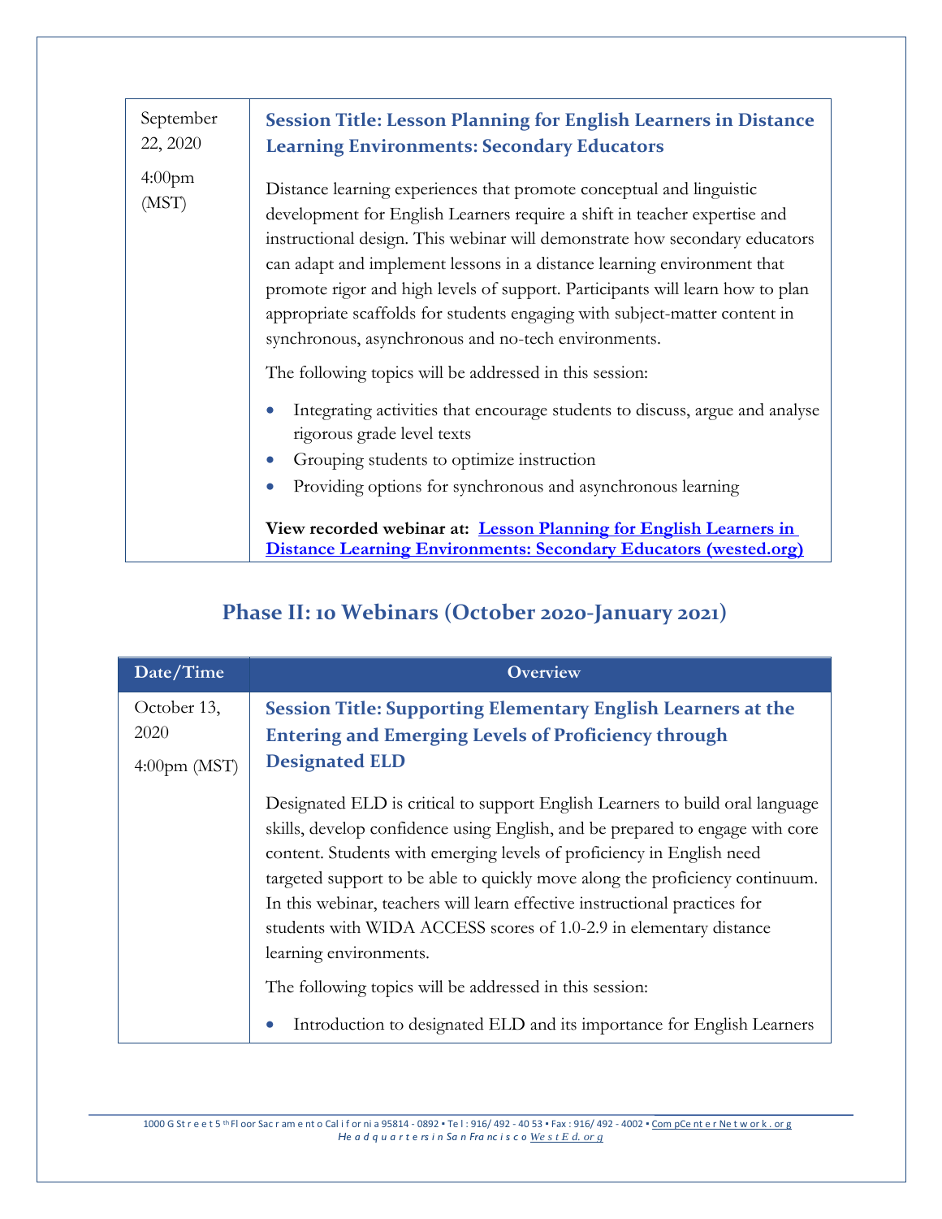| | |
|---|---|
| September 22, 2020<br><br>4:00pm (MST) | **Session Title: Lesson Planning for English Learners in Distance Learning Environments: Secondary Educators**<br><br>Distance learning experiences that promote conceptual and linguistic development for English Learners require a shift in teacher expertise and instructional design. This webinar will demonstrate how secondary educators can adapt and implement lessons in a distance learning environment that promote rigor and high levels of support. Participants will learn how to plan appropriate scaffolds for students engaging with subject-matter content in synchronous, asynchronous and no-tech environments.<br><br>The following topics will be addressed in this session:<br><br>• Integrating activities that encourage students to discuss, argue and analyse rigorous grade level texts<br>• Grouping students to optimize instruction<br>• Providing options for synchronous and asynchronous learning<br><br>**View recorded webinar at:** Lesson Planning for English Learners in Distance Learning Environments: Secondary Educators (wested.org) |

## Phase II: 10 Webinars (October 2020-January 2021)

| Date/Time | Overview |
|---|---|
| October 13, 2020<br><br>4:00pm (MST) | **Session Title: Supporting Elementary English Learners at the Entering and Emerging Levels of Proficiency through Designated ELD**<br><br>Designated ELD is critical to support English Learners to build oral language skills, develop confidence using English, and be prepared to engage with core content. Students with emerging levels of proficiency in English need targeted support to be able to quickly move along the proficiency continuum. In this webinar, teachers will learn effective instructional practices for students with WIDA ACCESS scores of 1.0-2.9 in elementary distance learning environments.<br><br>The following topics will be addressed in this session:<br><br>• Introduction to designated ELD and its importance for English Learners |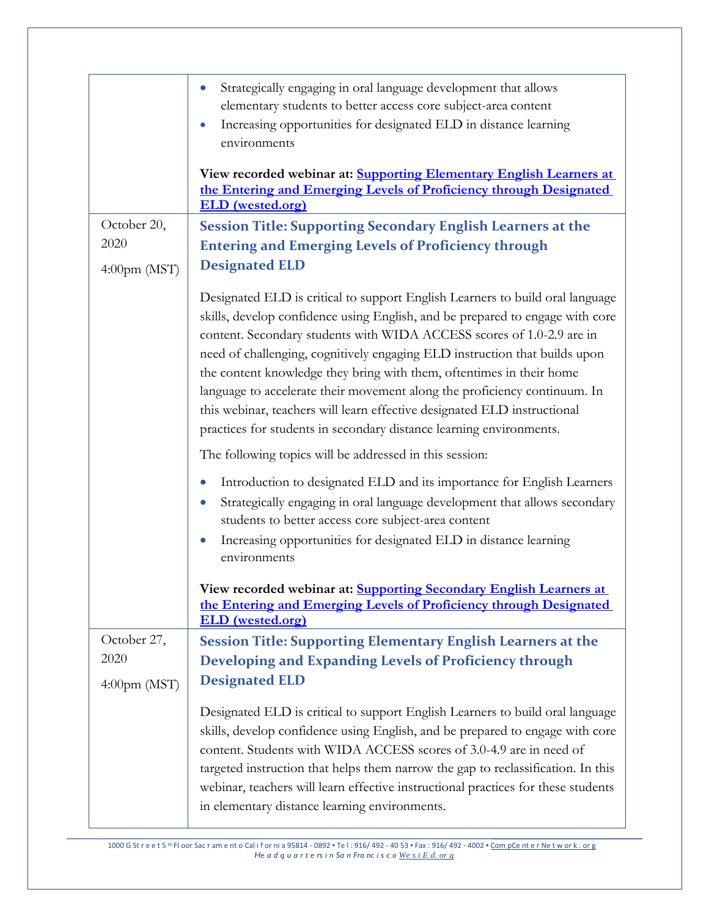|  |  |
|---|---|
|  | • Strategically engaging in oral language development that allows elementary students to better access core subject-area content<br>• Increasing opportunities for designated ELD in distance learning environments<br><br>**View recorded webinar at: Supporting Elementary English Learners at the Entering and Emerging Levels of Proficiency through Designated ELD (wested.org)** |
| October 20, 2020<br><br>4:00pm (MST) | **Session Title: Supporting Secondary English Learners at the Entering and Emerging Levels of Proficiency through Designated ELD**<br><br>Designated ELD is critical to support English Learners to build oral language skills, develop confidence using English, and be prepared to engage with core content. Secondary students with WIDA ACCESS scores of 1.0-2.9 are in need of challenging, cognitively engaging ELD instruction that builds upon the content knowledge they bring with them, oftentimes in their home language to accelerate their movement along the proficiency continuum. In this webinar, teachers will learn effective designated ELD instructional practices for students in secondary distance learning environments.<br><br>The following topics will be addressed in this session:<br><br>• Introduction to designated ELD and its importance for English Learners<br>• Strategically engaging in oral language development that allows secondary students to better access core subject-area content<br>• Increasing opportunities for designated ELD in distance learning environments<br><br>**View recorded webinar at: Supporting Secondary English Learners at the Entering and Emerging Levels of Proficiency through Designated ELD (wested.org)** |
| October 27, 2020<br><br>4:00pm (MST) | **Session Title: Supporting Elementary English Learners at the Developing and Expanding Levels of Proficiency through Designated ELD**<br><br>Designated ELD is critical to support English Learners to build oral language skills, develop confidence using English, and be prepared to engage with core content. Students with WIDA ACCESS scores of 3.0-4.9 are in need of targeted instruction that helps them narrow the gap to reclassification. In this webinar, teachers will learn effective instructional practices for these students in elementary distance learning environments. |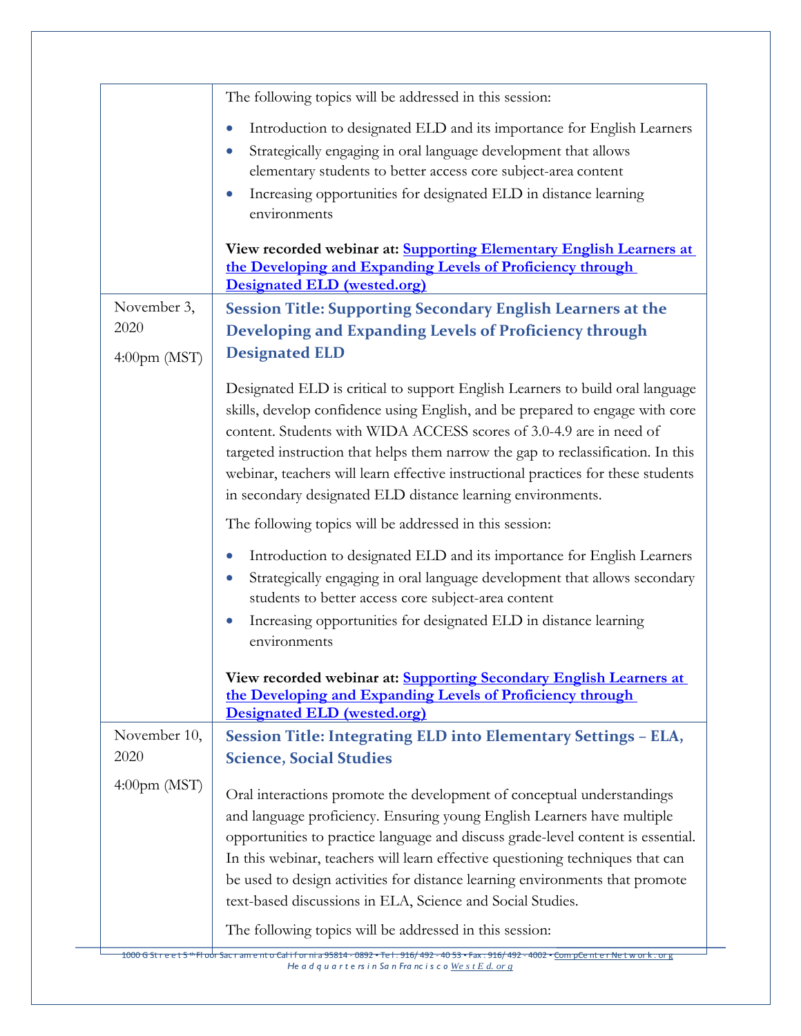| | |
|---|---|
| | The following topics will be addressed in this session:<br><br>• Introduction to designated ELD and its importance for English Learners<br>• Strategically engaging in oral language development that allows elementary students to better access core subject-area content<br>• Increasing opportunities for designated ELD in distance learning environments<br><br>**View recorded webinar at: [Supporting Elementary English Learners at the Developing and Expanding Levels of Proficiency through Designated ELD (wested.org)]()** |
| November 3, 2020<br><br>4:00pm (MST) | **Session Title: Supporting Secondary English Learners at the Developing and Expanding Levels of Proficiency through Designated ELD**<br><br>Designated ELD is critical to support English Learners to build oral language skills, develop confidence using English, and be prepared to engage with core content. Students with WIDA ACCESS scores of 3.0-4.9 are in need of targeted instruction that helps them narrow the gap to reclassification. In this webinar, teachers will learn effective instructional practices for these students in secondary designated ELD distance learning environments.<br><br>The following topics will be addressed in this session:<br><br>• Introduction to designated ELD and its importance for English Learners<br>• Strategically engaging in oral language development that allows secondary students to better access core subject-area content<br>• Increasing opportunities for designated ELD in distance learning environments<br><br>**View recorded webinar at: [Supporting Secondary English Learners at the Developing and Expanding Levels of Proficiency through Designated ELD (wested.org)]()** |
| November 10, 2020<br><br>4:00pm (MST) | **Session Title: Integrating ELD into Elementary Settings – ELA, Science, Social Studies**<br><br>Oral interactions promote the development of conceptual understandings and language proficiency. Ensuring young English Learners have multiple opportunities to practice language and discuss grade-level content is essential. In this webinar, teachers will learn effective questioning techniques that can be used to design activities for distance learning environments that promote text-based discussions in ELA, Science and Social Studies.<br><br>The following topics will be addressed in this session: |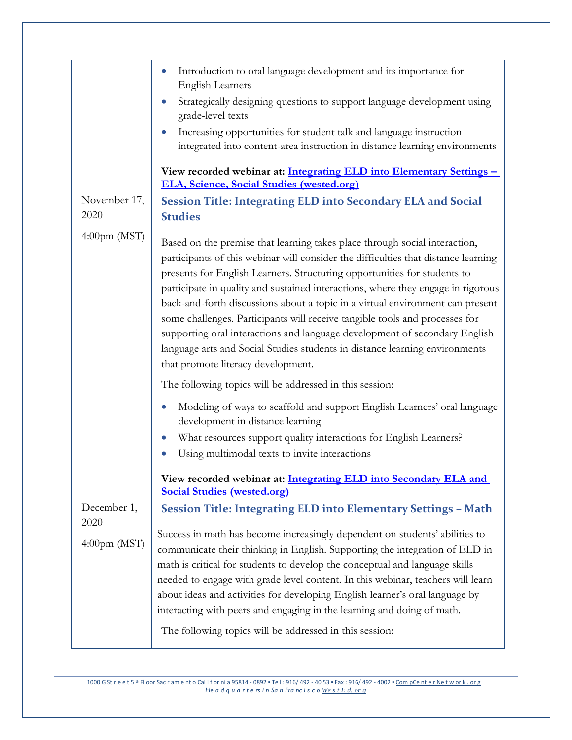| | |
|---|---|
| | • Introduction to oral language development and its importance for English Learners<br>• Strategically designing questions to support language development using grade-level texts<br>• Increasing opportunities for student talk and language instruction integrated into content-area instruction in distance learning environments<br><br>**View recorded webinar at: Integrating ELD into Elementary Settings – ELA, Science, Social Studies (wested.org)** |
| November 17, 2020<br><br>4:00pm (MST) | **Session Title: Integrating ELD into Secondary ELA and Social Studies**<br><br>Based on the premise that learning takes place through social interaction, participants of this webinar will consider the difficulties that distance learning presents for English Learners. Structuring opportunities for students to participate in quality and sustained interactions, where they engage in rigorous back-and-forth discussions about a topic in a virtual environment can present some challenges. Participants will receive tangible tools and processes for supporting oral interactions and language development of secondary English language arts and Social Studies students in distance learning environments that promote literacy development.<br><br>The following topics will be addressed in this session:<br><br>• Modeling of ways to scaffold and support English Learners' oral language development in distance learning<br>• What resources support quality interactions for English Learners?<br>• Using multimodal texts to invite interactions<br><br>**View recorded webinar at: Integrating ELD into Secondary ELA and Social Studies (wested.org)** |
| December 1, 2020<br><br>4:00pm (MST) | **Session Title: Integrating ELD into Elementary Settings – Math**<br><br>Success in math has become increasingly dependent on students' abilities to communicate their thinking in English. Supporting the integration of ELD in math is critical for students to develop the conceptual and language skills needed to engage with grade level content. In this webinar, teachers will learn about ideas and activities for developing English learner's oral language by interacting with peers and engaging in the learning and doing of math.<br><br>The following topics will be addressed in this session: |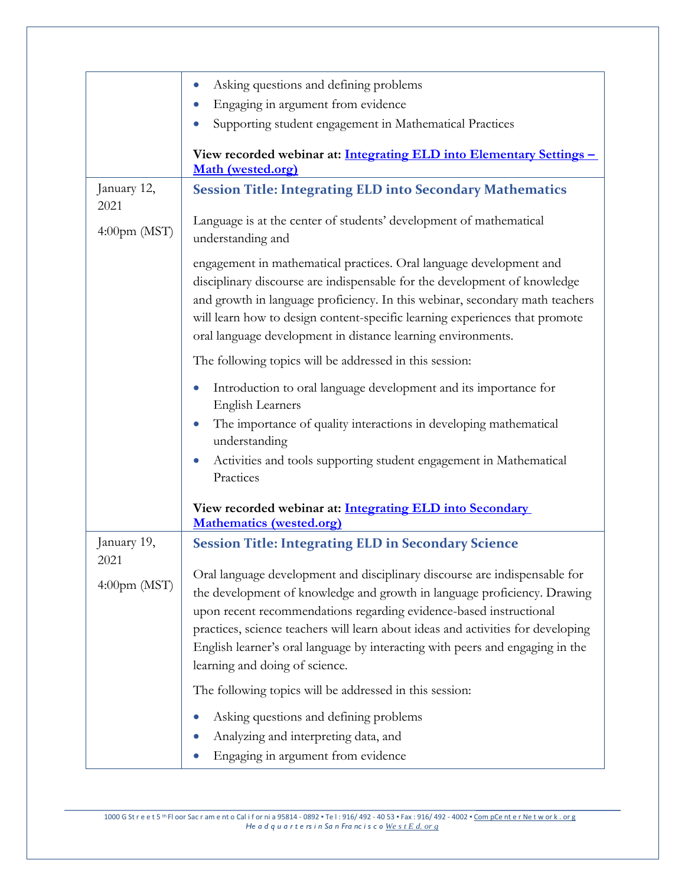| | |
|---|---|
| | • Asking questions and defining problems<br>• Engaging in argument from evidence<br>• Supporting student engagement in Mathematical Practices<br><br>**View recorded webinar at: Integrating ELD into Elementary Settings – Math (wested.org)** |
| January 12, 2021<br><br>4:00pm (MST) | **Session Title: Integrating ELD into Secondary Mathematics**<br><br>Language is at the center of students' development of mathematical understanding and<br><br>engagement in mathematical practices. Oral language development and disciplinary discourse are indispensable for the development of knowledge and growth in language proficiency. In this webinar, secondary math teachers will learn how to design content-specific learning experiences that promote oral language development in distance learning environments.<br><br>The following topics will be addressed in this session:<br><br>• Introduction to oral language development and its importance for English Learners<br>• The importance of quality interactions in developing mathematical understanding<br>• Activities and tools supporting student engagement in Mathematical Practices<br><br>**View recorded webinar at: Integrating ELD into Secondary Mathematics (wested.org)** |
| January 19, 2021<br><br>4:00pm (MST) | **Session Title: Integrating ELD in Secondary Science**<br><br>Oral language development and disciplinary discourse are indispensable for the development of knowledge and growth in language proficiency. Drawing upon recent recommendations regarding evidence-based instructional practices, science teachers will learn about ideas and activities for developing English learner's oral language by interacting with peers and engaging in the learning and doing of science.<br><br>The following topics will be addressed in this session:<br><br>• Asking questions and defining problems<br>• Analyzing and interpreting data, and<br>• Engaging in argument from evidence |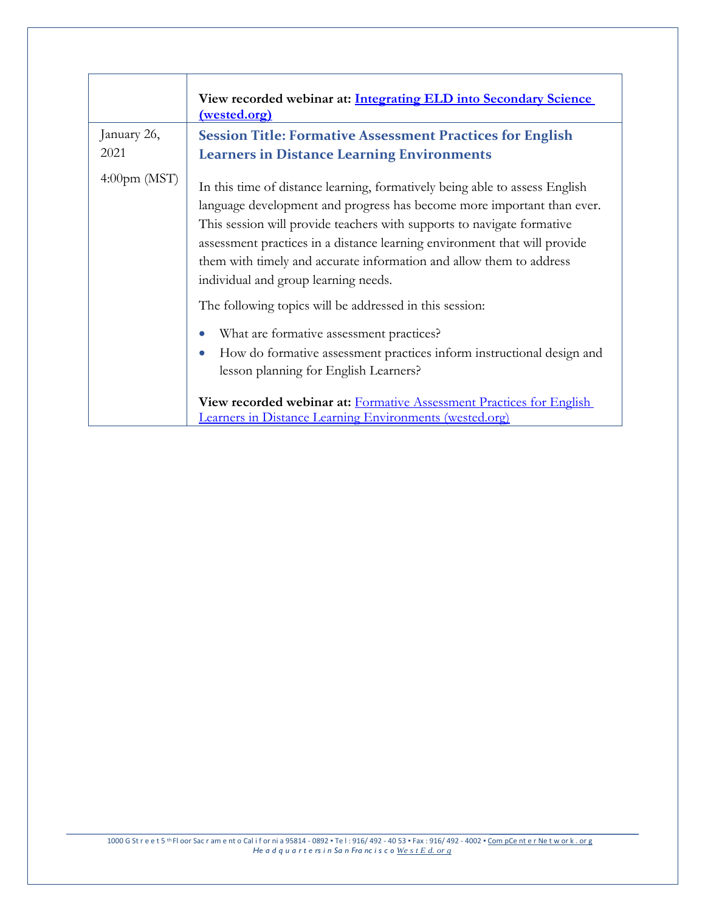| | |
|---|---|
| | **View recorded webinar at:** **Integrating ELD into Secondary Science (wested.org)** |
| January 26, 2021<br><br>4:00pm (MST) | **Session Title: Formative Assessment Practices for English Learners in Distance Learning Environments**<br><br>In this time of distance learning, formatively being able to assess English language development and progress has become more important than ever. This session will provide teachers with supports to navigate formative assessment practices in a distance learning environment that will provide them with timely and accurate information and allow them to address individual and group learning needs.<br><br>The following topics will be addressed in this session:<br><br>• What are formative assessment practices?<br>• How do formative assessment practices inform instructional design and lesson planning for English Learners?<br><br>**View recorded webinar at:** Formative Assessment Practices for English Learners in Distance Learning Environments (wested.org) |